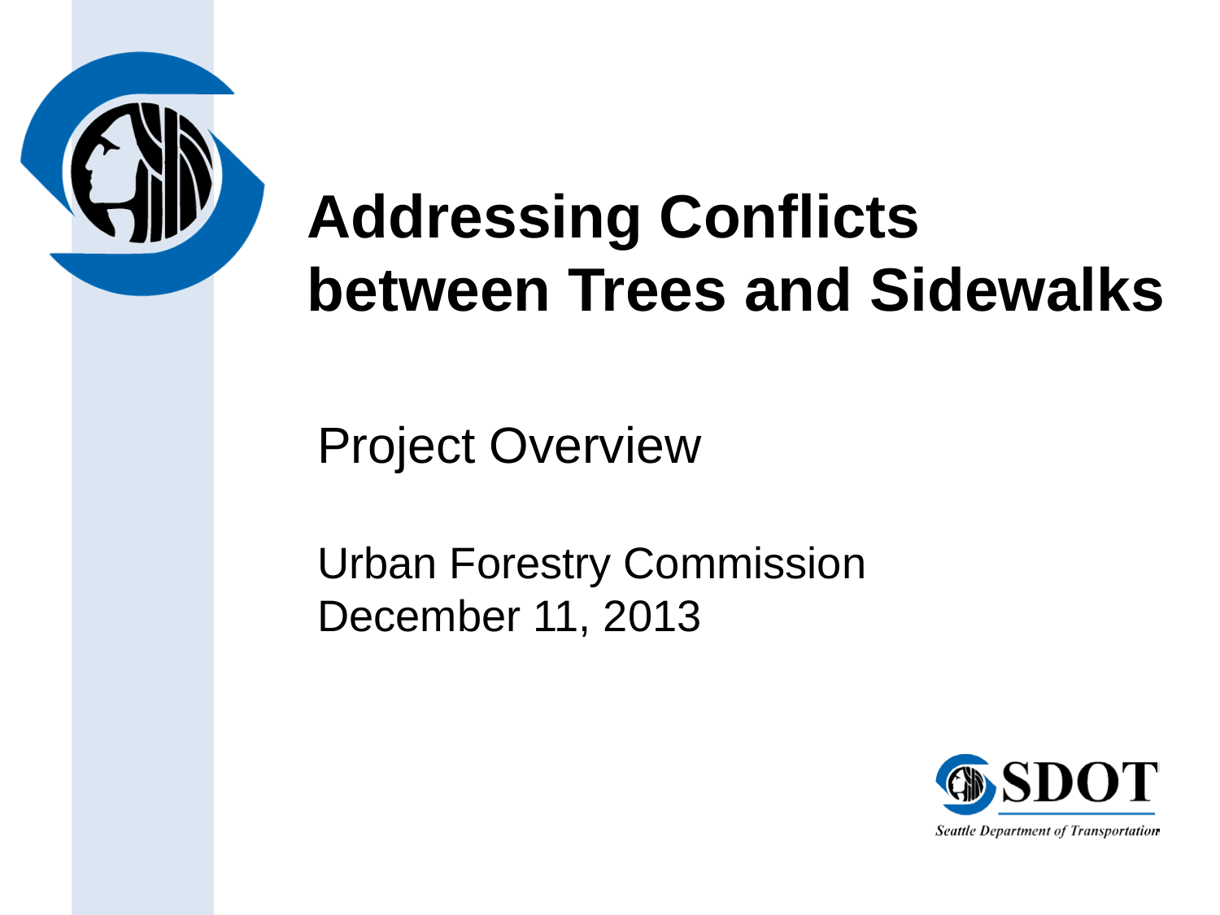# Addressing Conflicts between Trees and Sidewalks

Project Overview

Urban Forestry Commission
December 11, 2013

SDOT
Seattle Department of Transportation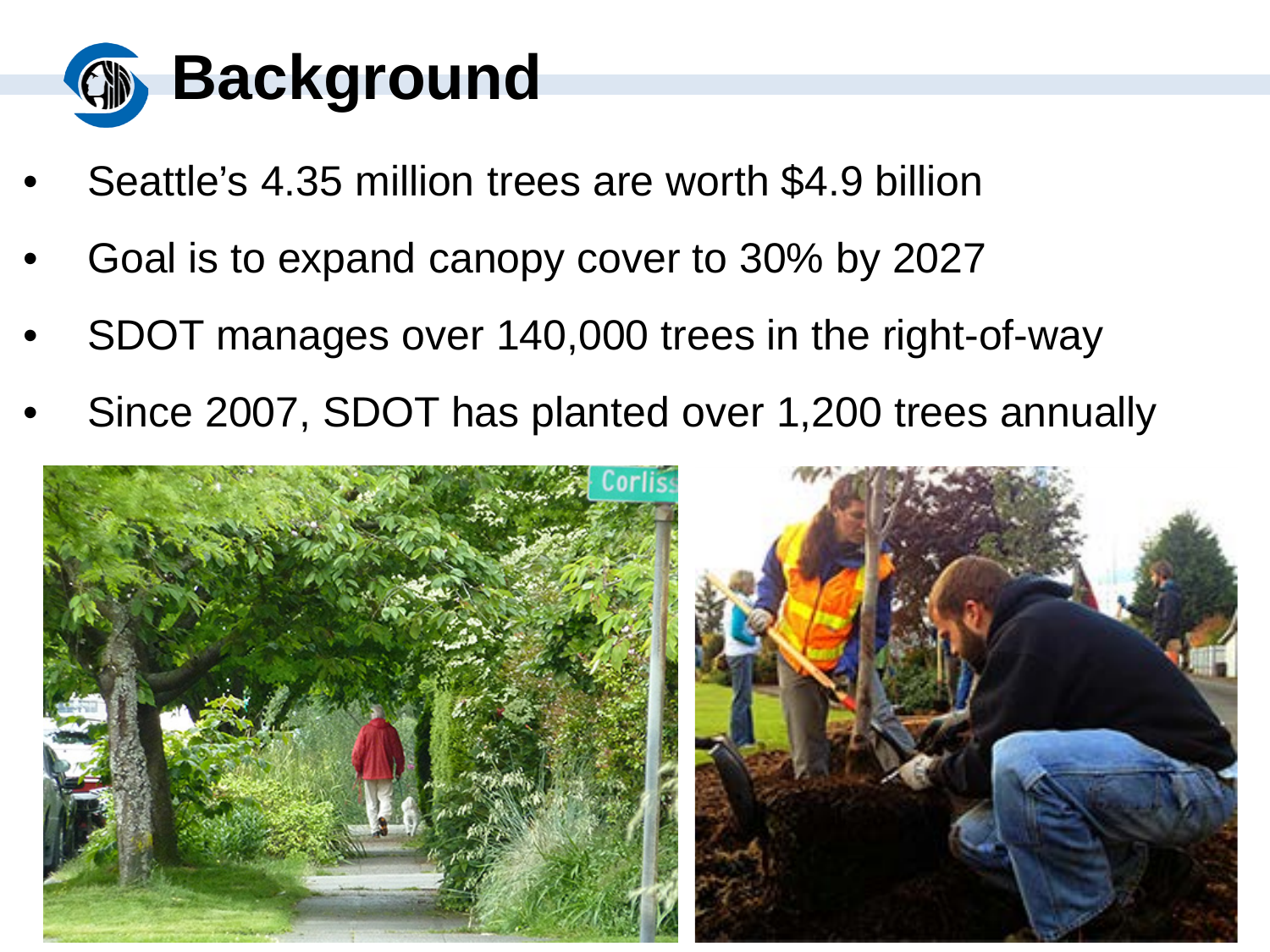# Background

- Seattle's 4.35 million trees are worth $4.9 billion
- Goal is to expand canopy cover to 30% by 2027
- SDOT manages over 140,000 trees in the right-of-way
- Since 2007, SDOT has planted over 1,200 trees annually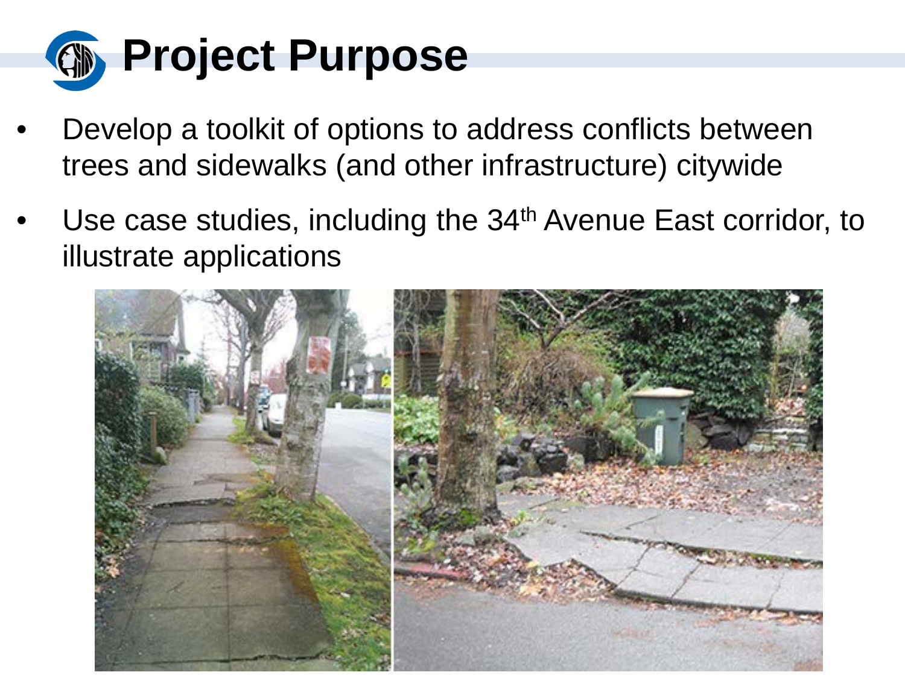# Project Purpose

- Develop a toolkit of options to address conflicts between trees and sidewalks (and other infrastructure) citywide
- Use case studies, including the 34th Avenue East corridor, to illustrate applications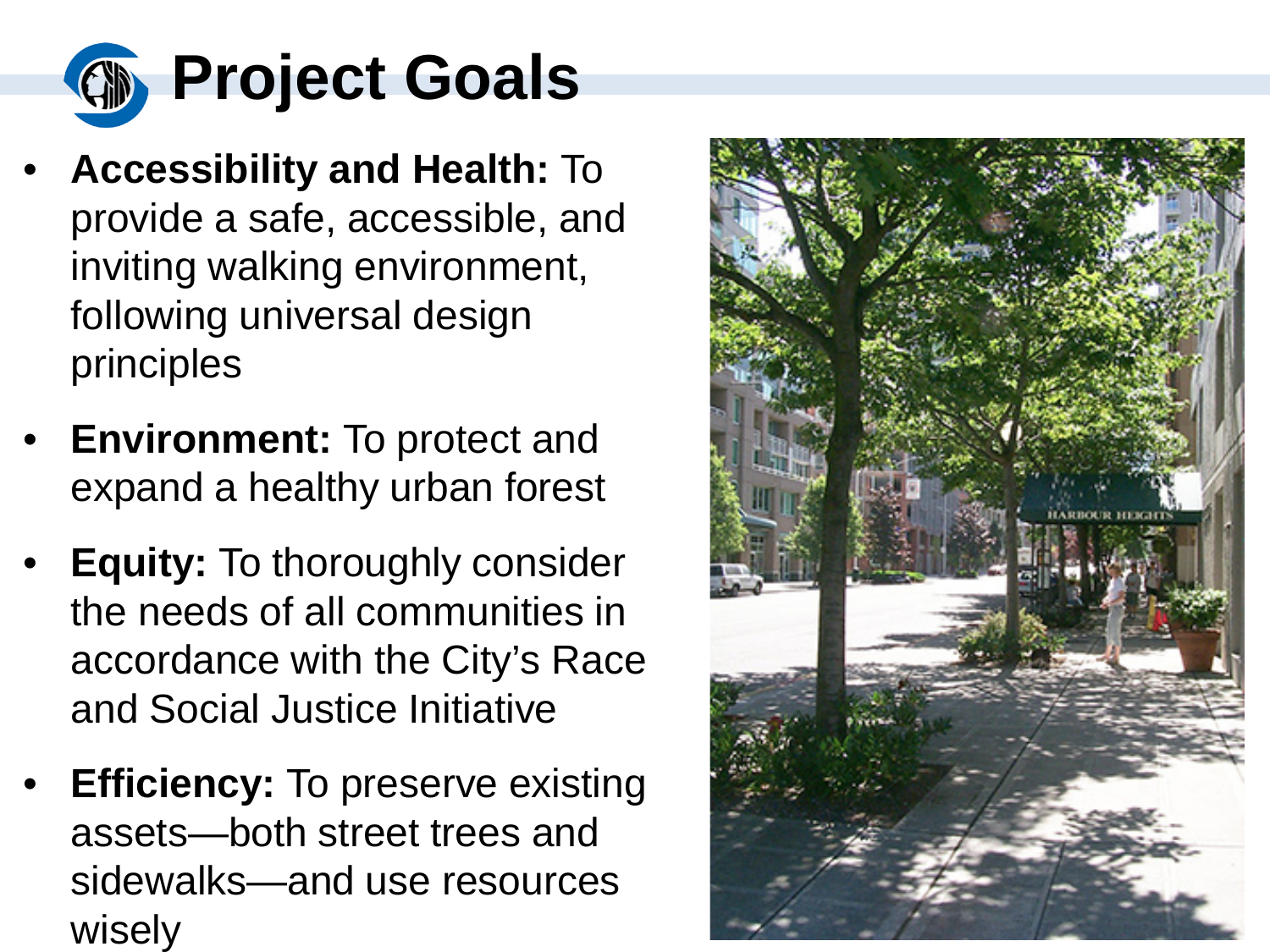# Project Goals

- **Accessibility and Health:** To provide a safe, accessible, and inviting walking environment, following universal design principles
- **Environment:** To protect and expand a healthy urban forest
- **Equity:** To thoroughly consider the needs of all communities in accordance with the City's Race and Social Justice Initiative
- **Efficiency:** To preserve existing assets—both street trees and sidewalks—and use resources wisely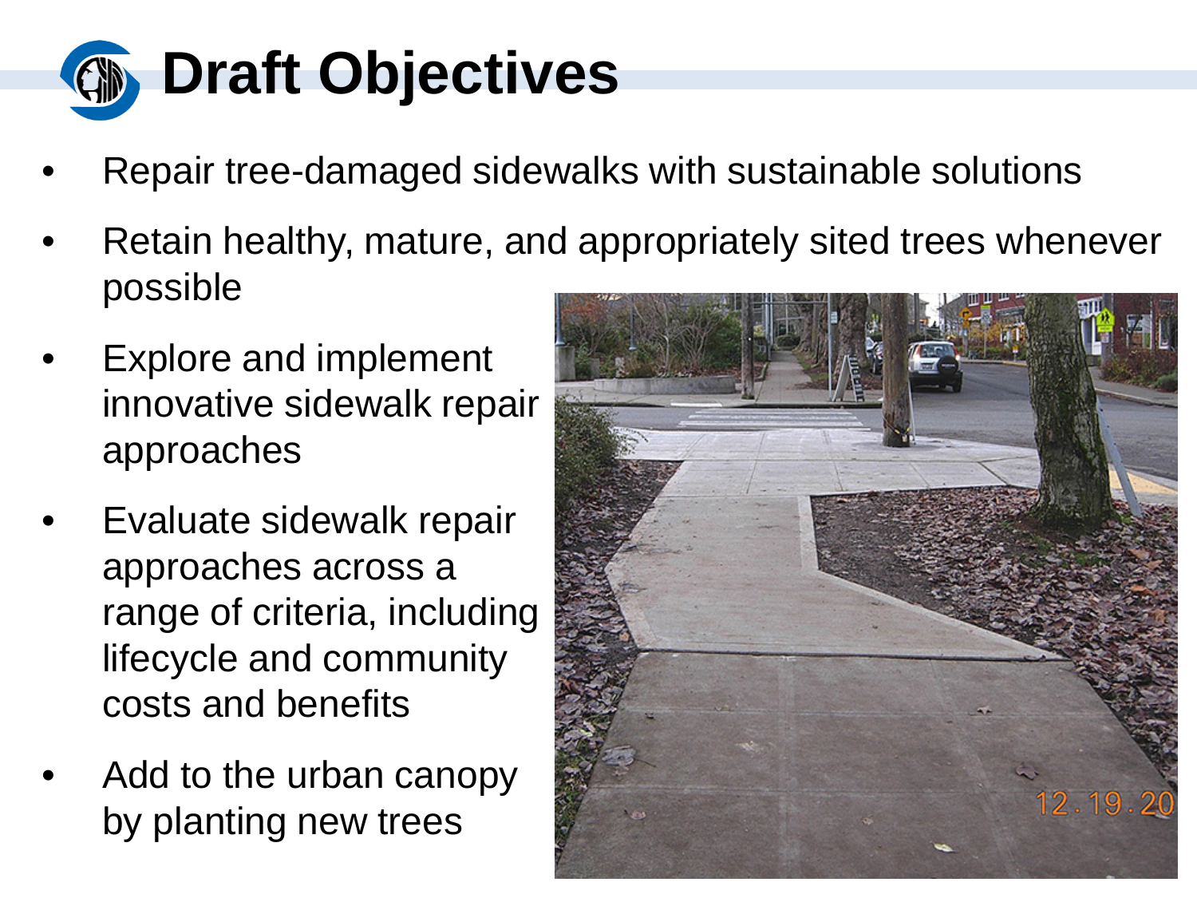# Draft Objectives

- Repair tree-damaged sidewalks with sustainable solutions
- Retain healthy, mature, and appropriately sited trees whenever possible
- Explore and implement innovative sidewalk repair approaches
- Evaluate sidewalk repair approaches across a range of criteria, including lifecycle and community costs and benefits
- Add to the urban canopy by planting new trees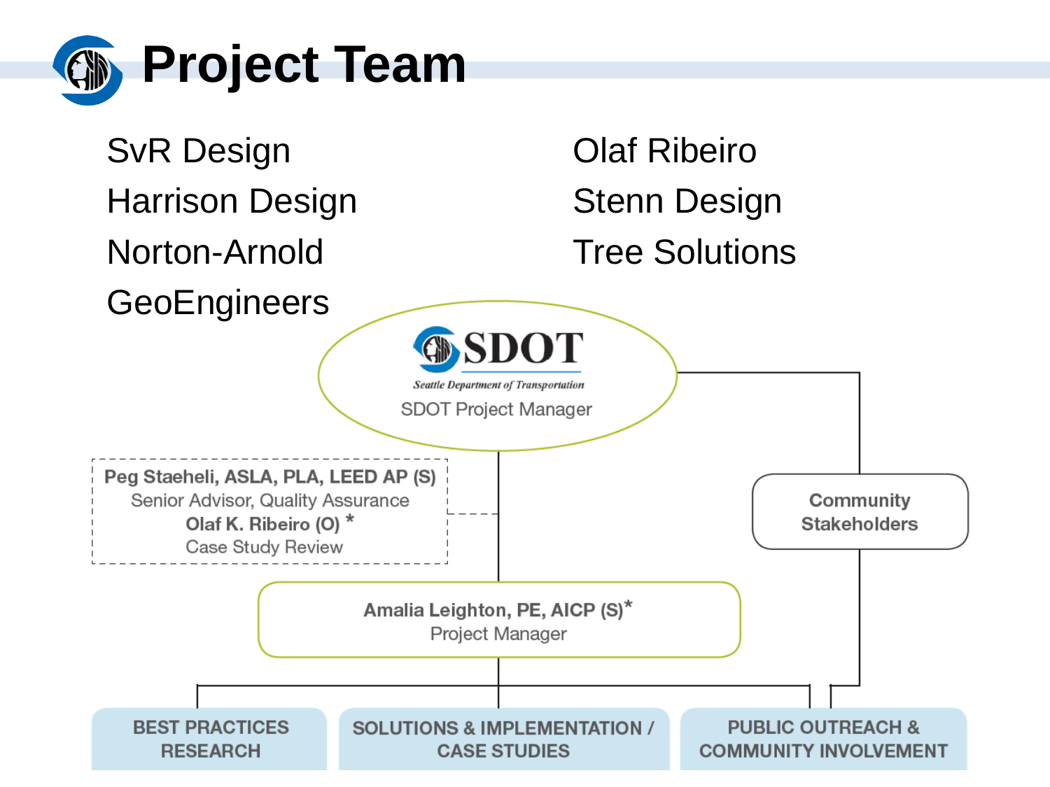# Project Team

- SvR Design
- Harrison Design
- Norton-Arnold
- GeoEngineers
- Olaf Ribeiro
- Stenn Design
- Tree Solutions

**SDOT**

*Seattle Department of Transportation*

SDOT Project Manager

**Peg Staeheli, ASLA, PLA, LEED AP (S)**
Senior Advisor, Quality Assurance

**Olaf K. Ribeiro (O) ***
Case Study Review

**Community Stakeholders**

**Amalia Leighton, PE, AICP (S)***
Project Manager

**BEST PRACTICES RESEARCH**

**SOLUTIONS & IMPLEMENTATION / CASE STUDIES**

**PUBLIC OUTREACH & COMMUNITY INVOLVEMENT**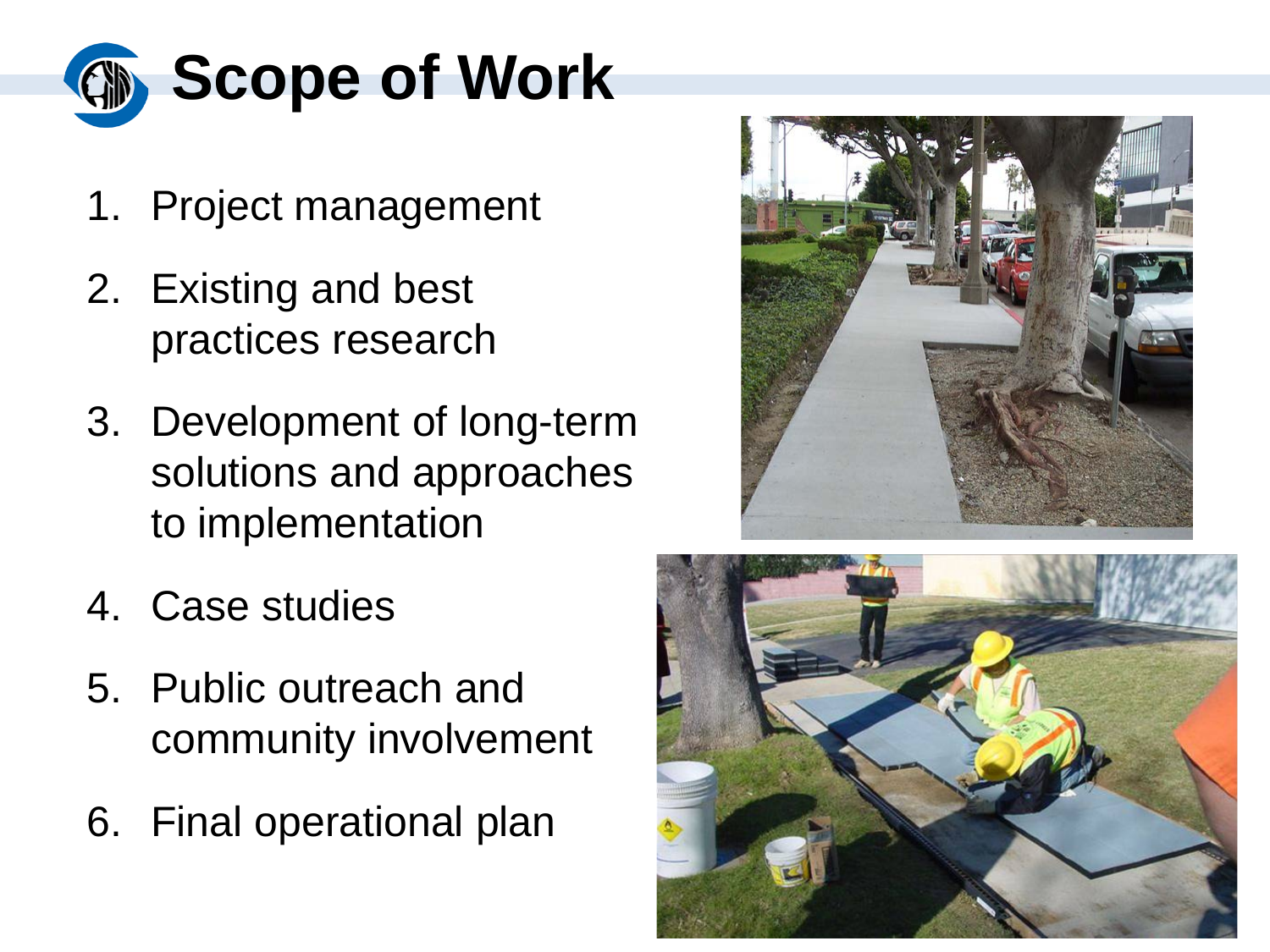# Scope of Work

1. Project management
2. Existing and best practices research
3. Development of long-term solutions and approaches to implementation
4. Case studies
5. Public outreach and community involvement
6. Final operational plan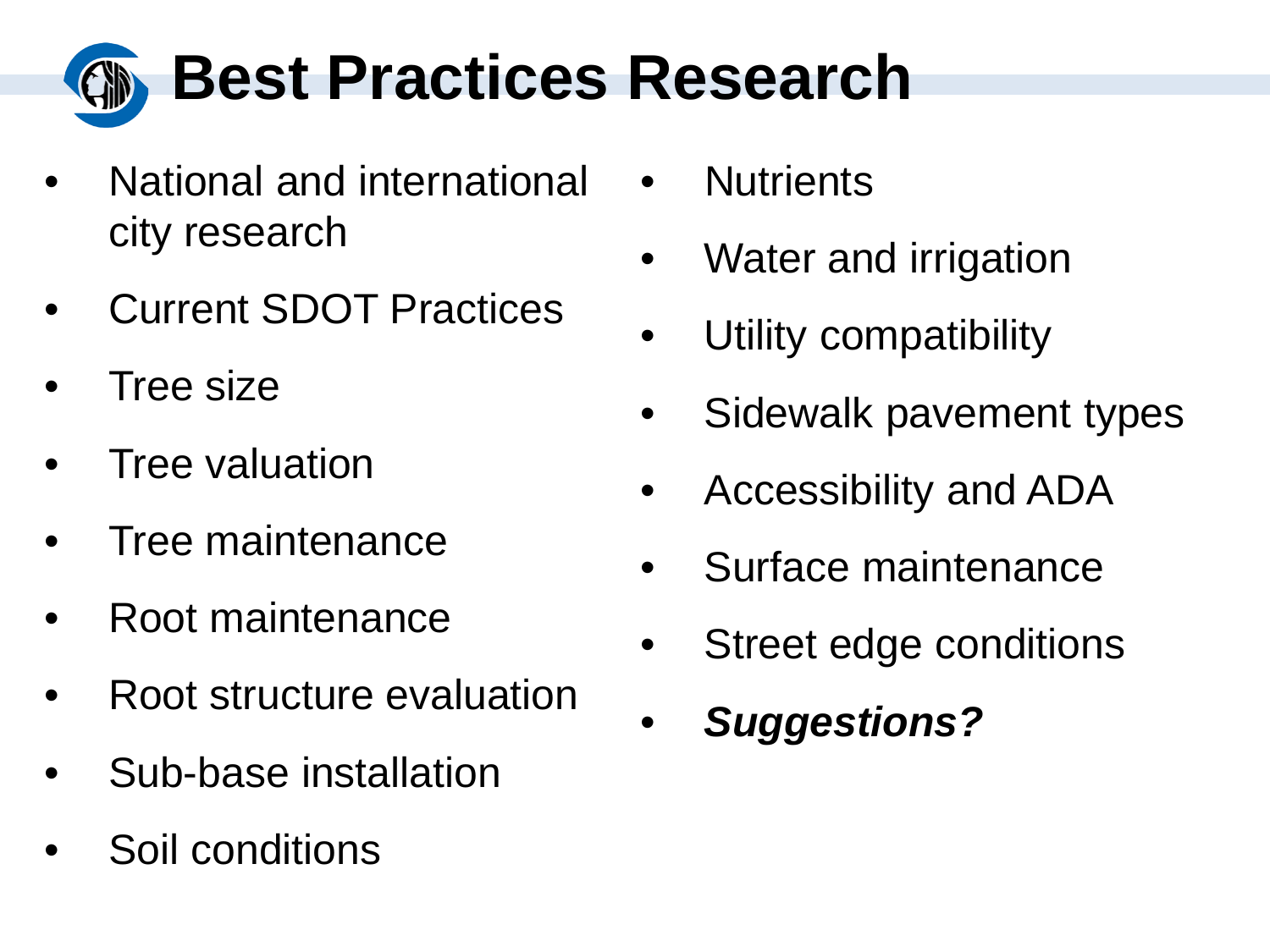# Best Practices Research

- National and international city research
- Current SDOT Practices
- Tree size
- Tree valuation
- Tree maintenance
- Root maintenance
- Root structure evaluation
- Sub-base installation
- Soil conditions
- Nutrients
- Water and irrigation
- Utility compatibility
- Sidewalk pavement types
- Accessibility and ADA
- Surface maintenance
- Street edge conditions
- ***Suggestions?***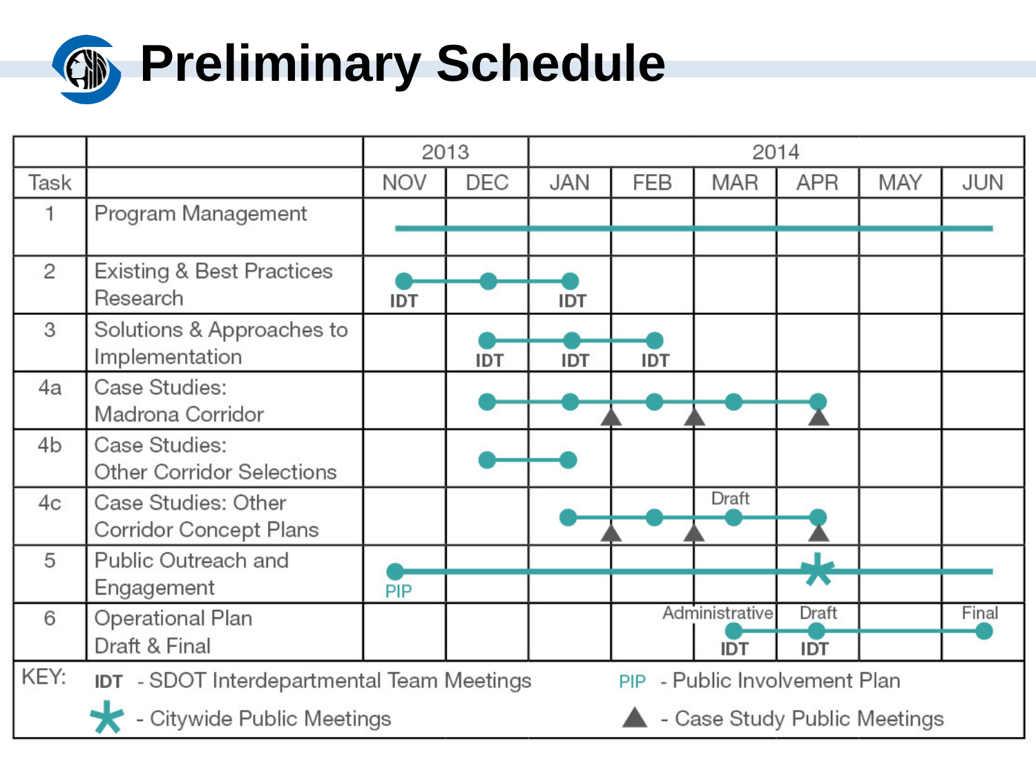# Preliminary Schedule

| Task | | 2013 NOV | 2013 DEC | 2014 JAN | 2014 FEB | 2014 MAR | 2014 APR | 2014 MAY | 2014 JUN |
|---|---|---|---|---|---|---|---|---|---|
| 1 | Program Management | ● | ● | ● | ● | ● | ● | ● | ● |
| 2 | Existing & Best Practices Research | IDT | ● | IDT | | | | | |
| 3 | Solutions & Approaches to Implementation | | IDT | IDT | IDT | | | | |
| 4a | Case Studies: Madrona Corridor | | ● | ● ▲ | ● ▲ | ● | ● ▲ | | |
| 4b | Case Studies: Other Corridor Selections | | ● | ● | | | | | |
| 4c | Case Studies: Other Corridor Concept Plans | | | ● ▲ | ● ▲ | Draft | ● ▲ | | |
| 5 | Public Outreach and Engagement | PIP | ● | ● | ● | ● | * | ● | ● |
| 6 | Operational Plan Draft & Final | | | | | Administrative IDT | Draft IDT | ● | Final |

KEY:

- IDT - SDOT Interdepartmental Team Meetings
- PIP - Public Involvement Plan
- * - Citywide Public Meetings
- ▲ - Case Study Public Meetings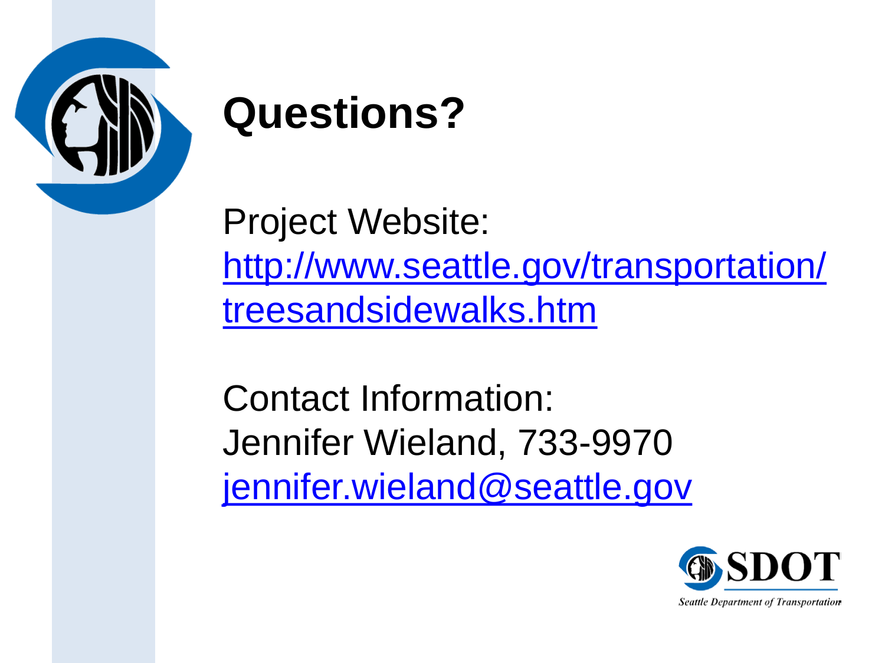# Questions?

Project Website:
http://www.seattle.gov/transportation/treesandsidewalks.htm

Contact Information:
Jennifer Wieland, 733-9970
jennifer.wieland@seattle.gov

SDOT
Seattle Department of Transportation